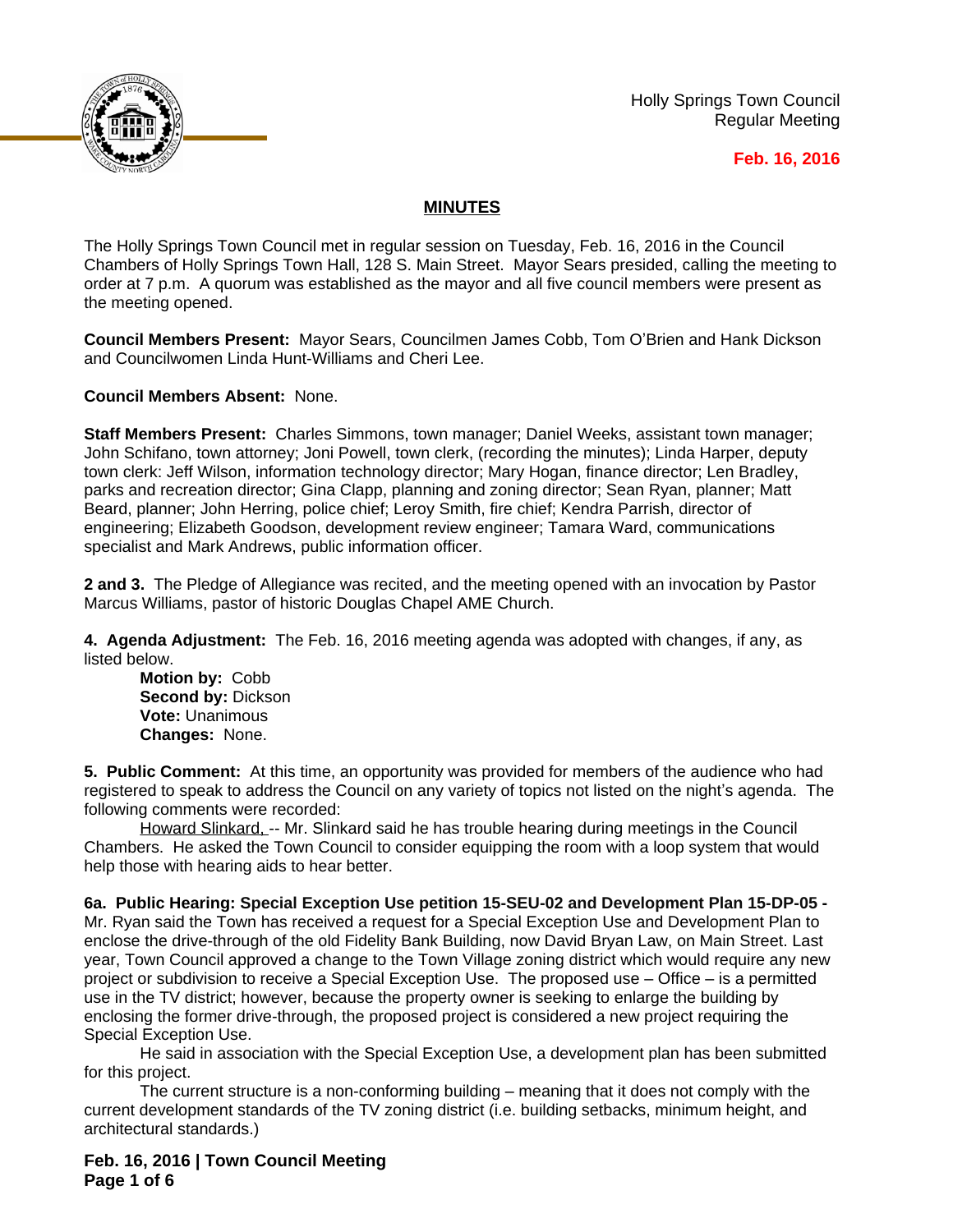Holly Springs Town Council
Regular Meeting

**Feb. 16, 2016**

## MINUTES

The Holly Springs Town Council met in regular session on Tuesday, Feb. 16, 2016 in the Council Chambers of Holly Springs Town Hall, 128 S. Main Street. Mayor Sears presided, calling the meeting to order at 7 p.m. A quorum was established as the mayor and all five council members were present as the meeting opened.

**Council Members Present:** Mayor Sears, Councilmen James Cobb, Tom O'Brien and Hank Dickson and Councilwomen Linda Hunt-Williams and Cheri Lee.

**Council Members Absent:** None.

**Staff Members Present:** Charles Simmons, town manager; Daniel Weeks, assistant town manager; John Schifano, town attorney; Joni Powell, town clerk, (recording the minutes); Linda Harper, deputy town clerk: Jeff Wilson, information technology director; Mary Hogan, finance director; Len Bradley, parks and recreation director; Gina Clapp, planning and zoning director; Sean Ryan, planner; Matt Beard, planner; John Herring, police chief; Leroy Smith, fire chief; Kendra Parrish, director of engineering; Elizabeth Goodson, development review engineer; Tamara Ward, communications specialist and Mark Andrews, public information officer.

**2 and 3.** The Pledge of Allegiance was recited, and the meeting opened with an invocation by Pastor Marcus Williams, pastor of historic Douglas Chapel AME Church.

**4. Agenda Adjustment:** The Feb. 16, 2016 meeting agenda was adopted with changes, if any, as listed below.

**Motion by:** Cobb
**Second by:** Dickson
**Vote:** Unanimous
**Changes:** None.

**5. Public Comment:** At this time, an opportunity was provided for members of the audience who had registered to speak to address the Council on any variety of topics not listed on the night's agenda. The following comments were recorded:

Howard Slinkard, -- Mr. Slinkard said he has trouble hearing during meetings in the Council Chambers. He asked the Town Council to consider equipping the room with a loop system that would help those with hearing aids to hear better.

**6a. Public Hearing: Special Exception Use petition 15-SEU-02 and Development Plan 15-DP-05 -** Mr. Ryan said the Town has received a request for a Special Exception Use and Development Plan to enclose the drive-through of the old Fidelity Bank Building, now David Bryan Law, on Main Street. Last year, Town Council approved a change to the Town Village zoning district which would require any new project or subdivision to receive a Special Exception Use. The proposed use – Office – is a permitted use in the TV district; however, because the property owner is seeking to enlarge the building by enclosing the former drive-through, the proposed project is considered a new project requiring the Special Exception Use.

He said in association with the Special Exception Use, a development plan has been submitted for this project.

The current structure is a non-conforming building – meaning that it does not comply with the current development standards of the TV zoning district (i.e. building setbacks, minimum height, and architectural standards.)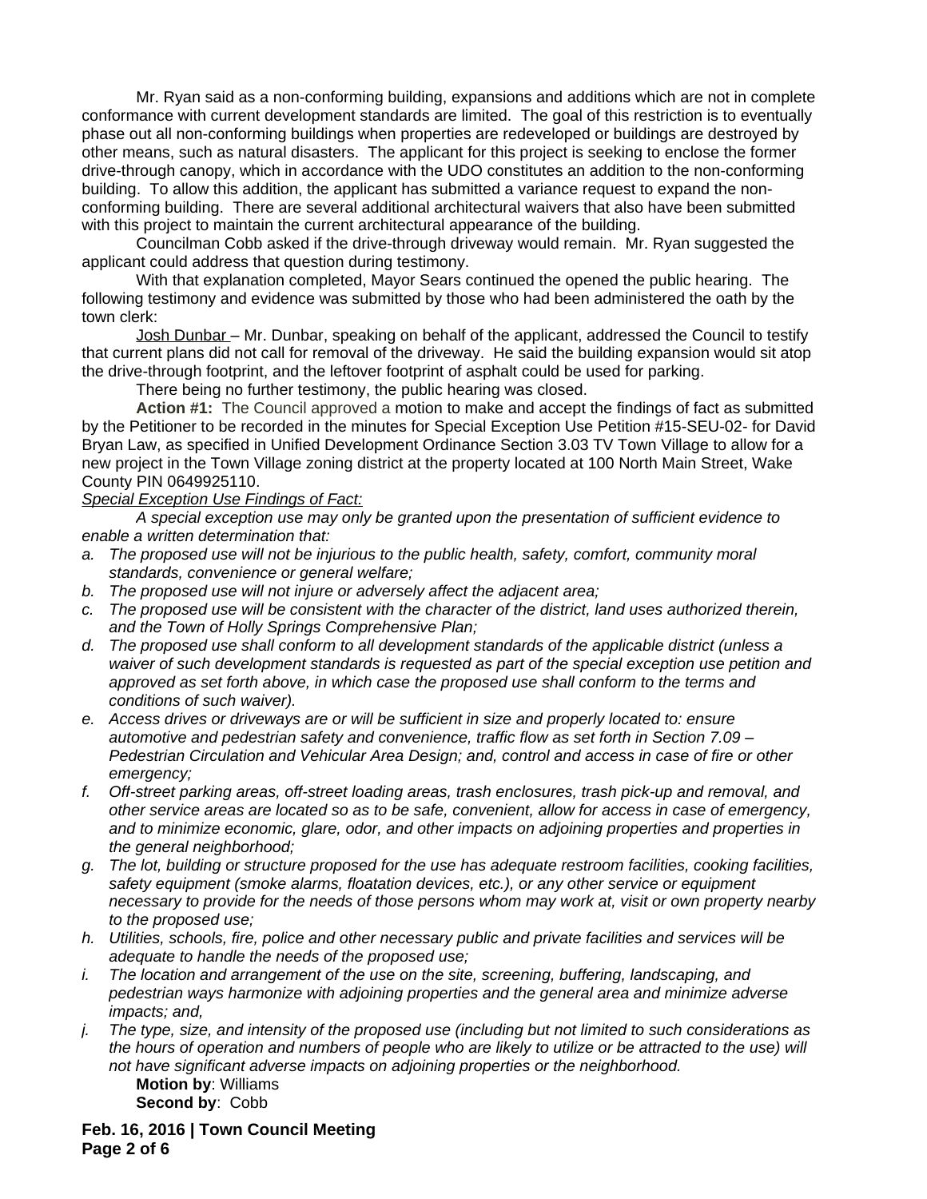Mr. Ryan said as a non-conforming building, expansions and additions which are not in complete conformance with current development standards are limited. The goal of this restriction is to eventually phase out all non-conforming buildings when properties are redeveloped or buildings are destroyed by other means, such as natural disasters. The applicant for this project is seeking to enclose the former drive-through canopy, which in accordance with the UDO constitutes an addition to the non-conforming building. To allow this addition, the applicant has submitted a variance request to expand the non-conforming building. There are several additional architectural waivers that also have been submitted with this project to maintain the current architectural appearance of the building.

Councilman Cobb asked if the drive-through driveway would remain. Mr. Ryan suggested the applicant could address that question during testimony.

With that explanation completed, Mayor Sears continued the opened the public hearing. The following testimony and evidence was submitted by those who had been administered the oath by the town clerk:

Josh Dunbar – Mr. Dunbar, speaking on behalf of the applicant, addressed the Council to testify that current plans did not call for removal of the driveway. He said the building expansion would sit atop the drive-through footprint, and the leftover footprint of asphalt could be used for parking.

There being no further testimony, the public hearing was closed.

**Action #1:** The Council approved a motion to make and accept the findings of fact as submitted by the Petitioner to be recorded in the minutes for Special Exception Use Petition #15-SEU-02- for David Bryan Law, as specified in Unified Development Ordinance Section 3.03 TV Town Village to allow for a new project in the Town Village zoning district at the property located at 100 North Main Street, Wake County PIN 0649925110.

*Special Exception Use Findings of Fact:*

*A special exception use may only be granted upon the presentation of sufficient evidence to enable a written determination that:*

a. *The proposed use will not be injurious to the public health, safety, comfort, community moral standards, convenience or general welfare;*
b. *The proposed use will not injure or adversely affect the adjacent area;*
c. *The proposed use will be consistent with the character of the district, land uses authorized therein, and the Town of Holly Springs Comprehensive Plan;*
d. *The proposed use shall conform to all development standards of the applicable district (unless a waiver of such development standards is requested as part of the special exception use petition and approved as set forth above, in which case the proposed use shall conform to the terms and conditions of such waiver).*
e. *Access drives or driveways are or will be sufficient in size and properly located to: ensure automotive and pedestrian safety and convenience, traffic flow as set forth in Section 7.09 – Pedestrian Circulation and Vehicular Area Design; and, control and access in case of fire or other emergency;*
f. *Off-street parking areas, off-street loading areas, trash enclosures, trash pick-up and removal, and other service areas are located so as to be safe, convenient, allow for access in case of emergency, and to minimize economic, glare, odor, and other impacts on adjoining properties and properties in the general neighborhood;*
g. *The lot, building or structure proposed for the use has adequate restroom facilities, cooking facilities, safety equipment (smoke alarms, floatation devices, etc.), or any other service or equipment necessary to provide for the needs of those persons whom may work at, visit or own property nearby to the proposed use;*
h. *Utilities, schools, fire, police and other necessary public and private facilities and services will be adequate to handle the needs of the proposed use;*
i. *The location and arrangement of the use on the site, screening, buffering, landscaping, and pedestrian ways harmonize with adjoining properties and the general area and minimize adverse impacts; and,*
j. *The type, size, and intensity of the proposed use (including but not limited to such considerations as the hours of operation and numbers of people who are likely to utilize or be attracted to the use) will not have significant adverse impacts on adjoining properties or the neighborhood.*

**Motion by**: Williams
**Second by**: Cobb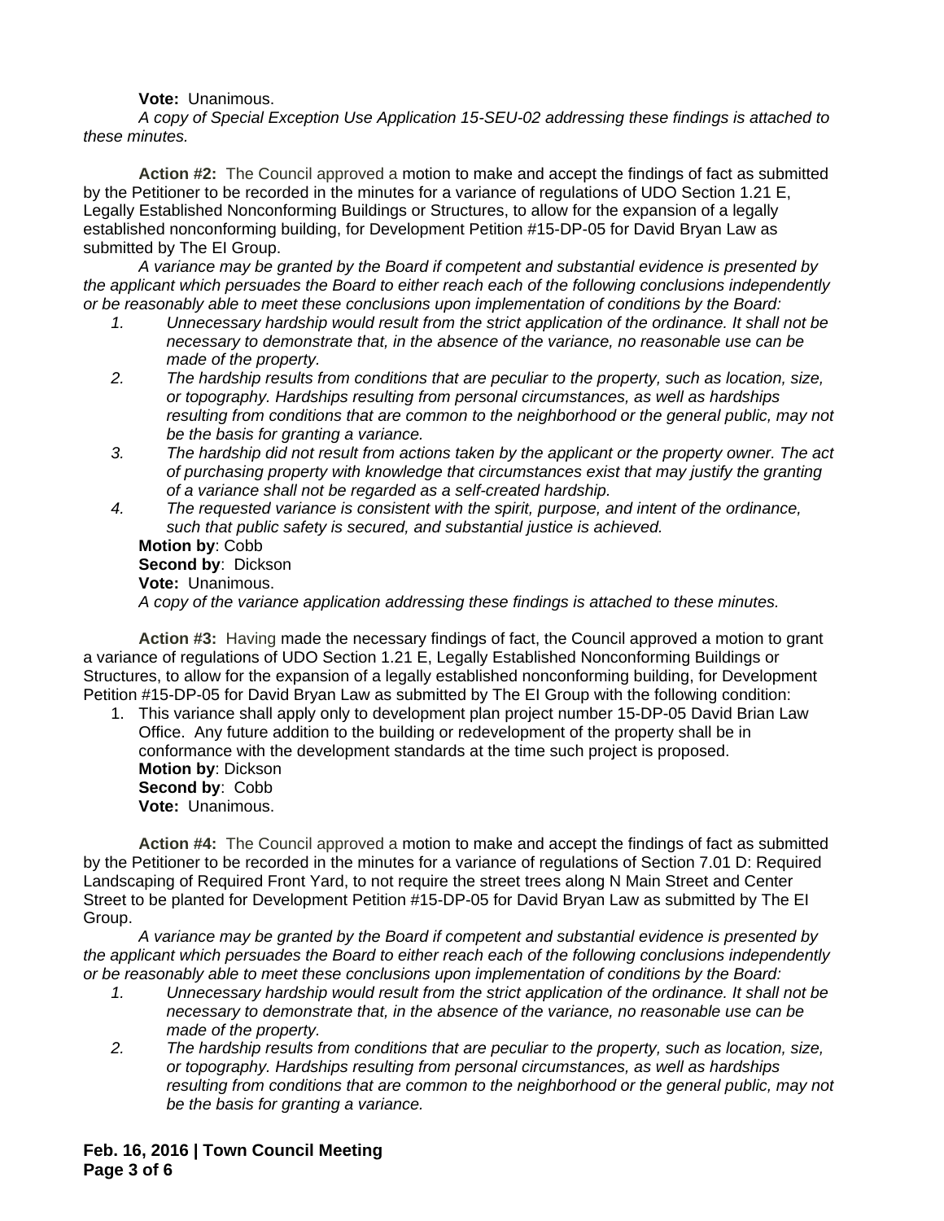**Vote:** Unanimous.

*A copy of Special Exception Use Application 15-SEU-02 addressing these findings is attached to these minutes.*

**Action #2:** The Council approved a motion to make and accept the findings of fact as submitted by the Petitioner to be recorded in the minutes for a variance of regulations of UDO Section 1.21 E, Legally Established Nonconforming Buildings or Structures, to allow for the expansion of a legally established nonconforming building, for Development Petition #15-DP-05 for David Bryan Law as submitted by The EI Group.

*A variance may be granted by the Board if competent and substantial evidence is presented by the applicant which persuades the Board to either reach each of the following conclusions independently or be reasonably able to meet these conclusions upon implementation of conditions by the Board:*

1. *Unnecessary hardship would result from the strict application of the ordinance. It shall not be necessary to demonstrate that, in the absence of the variance, no reasonable use can be made of the property.*
2. *The hardship results from conditions that are peculiar to the property, such as location, size, or topography. Hardships resulting from personal circumstances, as well as hardships resulting from conditions that are common to the neighborhood or the general public, may not be the basis for granting a variance.*
3. *The hardship did not result from actions taken by the applicant or the property owner. The act of purchasing property with knowledge that circumstances exist that may justify the granting of a variance shall not be regarded as a self-created hardship.*
4. *The requested variance is consistent with the spirit, purpose, and intent of the ordinance, such that public safety is secured, and substantial justice is achieved.*

**Motion by**: Cobb
**Second by**: Dickson
**Vote:** Unanimous.
*A copy of the variance application addressing these findings is attached to these minutes.*

**Action #3:** Having made the necessary findings of fact, the Council approved a motion to grant a variance of regulations of UDO Section 1.21 E, Legally Established Nonconforming Buildings or Structures, to allow for the expansion of a legally established nonconforming building, for Development Petition #15-DP-05 for David Bryan Law as submitted by The EI Group with the following condition:

1. This variance shall apply only to development plan project number 15-DP-05 David Brian Law Office. Any future addition to the building or redevelopment of the property shall be in conformance with the development standards at the time such project is proposed.
   **Motion by**: Dickson
   **Second by**: Cobb
   **Vote:** Unanimous.

**Action #4:** The Council approved a motion to make and accept the findings of fact as submitted by the Petitioner to be recorded in the minutes for a variance of regulations of Section 7.01 D: Required Landscaping of Required Front Yard, to not require the street trees along N Main Street and Center Street to be planted for Development Petition #15-DP-05 for David Bryan Law as submitted by The EI Group.

*A variance may be granted by the Board if competent and substantial evidence is presented by the applicant which persuades the Board to either reach each of the following conclusions independently or be reasonably able to meet these conclusions upon implementation of conditions by the Board:*

1. *Unnecessary hardship would result from the strict application of the ordinance. It shall not be necessary to demonstrate that, in the absence of the variance, no reasonable use can be made of the property.*
2. *The hardship results from conditions that are peculiar to the property, such as location, size, or topography. Hardships resulting from personal circumstances, as well as hardships resulting from conditions that are common to the neighborhood or the general public, may not be the basis for granting a variance.*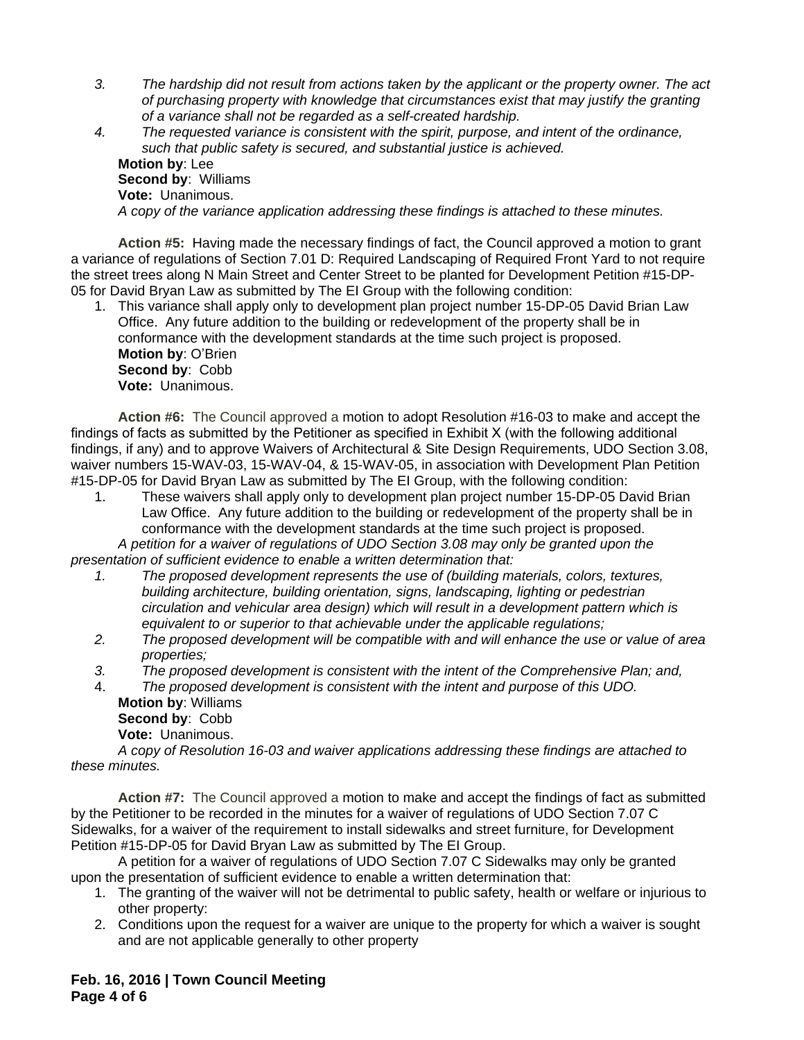3. *The hardship did not result from actions taken by the applicant or the property owner. The act of purchasing property with knowledge that circumstances exist that may justify the granting of a variance shall not be regarded as a self-created hardship.*
4. *The requested variance is consistent with the spirit, purpose, and intent of the ordinance, such that public safety is secured, and substantial justice is achieved.*

**Motion by**: Lee
**Second by**: Williams
**Vote:** Unanimous.
*A copy of the variance application addressing these findings is attached to these minutes.*

**Action #5:** Having made the necessary findings of fact, the Council approved a motion to grant a variance of regulations of Section 7.01 D: Required Landscaping of Required Front Yard to not require the street trees along N Main Street and Center Street to be planted for Development Petition #15-DP-05 for David Bryan Law as submitted by The EI Group with the following condition:

1. This variance shall apply only to development plan project number 15-DP-05 David Brian Law Office. Any future addition to the building or redevelopment of the property shall be in conformance with the development standards at the time such project is proposed.

**Motion by**: O'Brien
**Second by**: Cobb
**Vote:** Unanimous.

**Action #6:** The Council approved a motion to adopt Resolution #16-03 to make and accept the findings of facts as submitted by the Petitioner as specified in Exhibit X (with the following additional findings, if any) and to approve Waivers of Architectural & Site Design Requirements, UDO Section 3.08, waiver numbers 15-WAV-03, 15-WAV-04, & 15-WAV-05, in association with Development Plan Petition #15-DP-05 for David Bryan Law as submitted by The EI Group, with the following condition:

1. These waivers shall apply only to development plan project number 15-DP-05 David Brian Law Office. Any future addition to the building or redevelopment of the property shall be in conformance with the development standards at the time such project is proposed.

*A petition for a waiver of regulations of UDO Section 3.08 may only be granted upon the presentation of sufficient evidence to enable a written determination that:*

1. *The proposed development represents the use of (building materials, colors, textures, building architecture, building orientation, signs, landscaping, lighting or pedestrian circulation and vehicular area design) which will result in a development pattern which is equivalent to or superior to that achievable under the applicable regulations;*
2. *The proposed development will be compatible with and will enhance the use or value of area properties;*
3. *The proposed development is consistent with the intent of the Comprehensive Plan; and,*
4. *The proposed development is consistent with the intent and purpose of this UDO.*

**Motion by**: Williams
**Second by**: Cobb
**Vote:** Unanimous.
*A copy of Resolution 16-03 and waiver applications addressing these findings are attached to these minutes.*

**Action #7:** The Council approved a motion to make and accept the findings of fact as submitted by the Petitioner to be recorded in the minutes for a waiver of regulations of UDO Section 7.07 C Sidewalks, for a waiver of the requirement to install sidewalks and street furniture, for Development Petition #15-DP-05 for David Bryan Law as submitted by The EI Group.

A petition for a waiver of regulations of UDO Section 7.07 C Sidewalks may only be granted upon the presentation of sufficient evidence to enable a written determination that:

1. The granting of the waiver will not be detrimental to public safety, health or welfare or injurious to other property:
2. Conditions upon the request for a waiver are unique to the property for which a waiver is sought and are not applicable generally to other property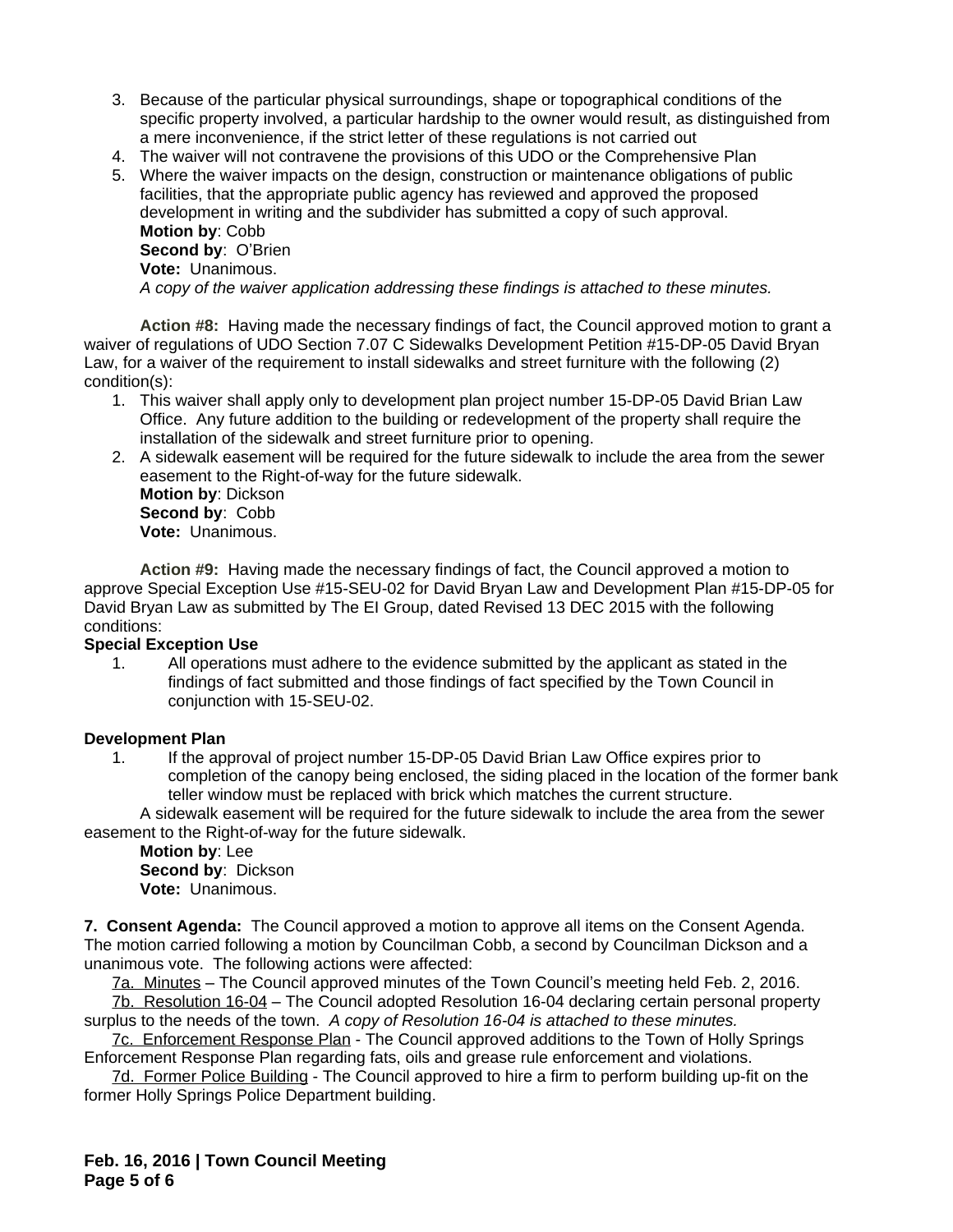3. Because of the particular physical surroundings, shape or topographical conditions of the specific property involved, a particular hardship to the owner would result, as distinguished from a mere inconvenience, if the strict letter of these regulations is not carried out
4. The waiver will not contravene the provisions of this UDO or the Comprehensive Plan
5. Where the waiver impacts on the design, construction or maintenance obligations of public facilities, that the appropriate public agency has reviewed and approved the proposed development in writing and the subdivider has submitted a copy of such approval.
   **Motion by**: Cobb
   **Second by**: O'Brien
   **Vote:** Unanimous.
   *A copy of the waiver application addressing these findings is attached to these minutes.*

**Action #8:** Having made the necessary findings of fact, the Council approved motion to grant a waiver of regulations of UDO Section 7.07 C Sidewalks Development Petition #15-DP-05 David Bryan Law, for a waiver of the requirement to install sidewalks and street furniture with the following (2) condition(s):

1. This waiver shall apply only to development plan project number 15-DP-05 David Brian Law Office. Any future addition to the building or redevelopment of the property shall require the installation of the sidewalk and street furniture prior to opening.
2. A sidewalk easement will be required for the future sidewalk to include the area from the sewer easement to the Right-of-way for the future sidewalk.
   **Motion by**: Dickson
   **Second by**: Cobb
   **Vote:** Unanimous.

**Action #9:** Having made the necessary findings of fact, the Council approved a motion to approve Special Exception Use #15-SEU-02 for David Bryan Law and Development Plan #15-DP-05 for David Bryan Law as submitted by The EI Group, dated Revised 13 DEC 2015 with the following conditions:

**Special Exception Use**

1. All operations must adhere to the evidence submitted by the applicant as stated in the findings of fact submitted and those findings of fact specified by the Town Council in conjunction with 15-SEU-02.

**Development Plan**

1. If the approval of project number 15-DP-05 David Brian Law Office expires prior to completion of the canopy being enclosed, the siding placed in the location of the former bank teller window must be replaced with brick which matches the current structure.

A sidewalk easement will be required for the future sidewalk to include the area from the sewer easement to the Right-of-way for the future sidewalk.

**Motion by**: Lee
**Second by**: Dickson
**Vote:** Unanimous.

**7. Consent Agenda:** The Council approved a motion to approve all items on the Consent Agenda. The motion carried following a motion by Councilman Cobb, a second by Councilman Dickson and a unanimous vote. The following actions were affected:

7a. Minutes – The Council approved minutes of the Town Council's meeting held Feb. 2, 2016.

7b. Resolution 16-04 – The Council adopted Resolution 16-04 declaring certain personal property surplus to the needs of the town. *A copy of Resolution 16-04 is attached to these minutes.*

7c. Enforcement Response Plan - The Council approved additions to the Town of Holly Springs Enforcement Response Plan regarding fats, oils and grease rule enforcement and violations.

7d. Former Police Building - The Council approved to hire a firm to perform building up-fit on the former Holly Springs Police Department building.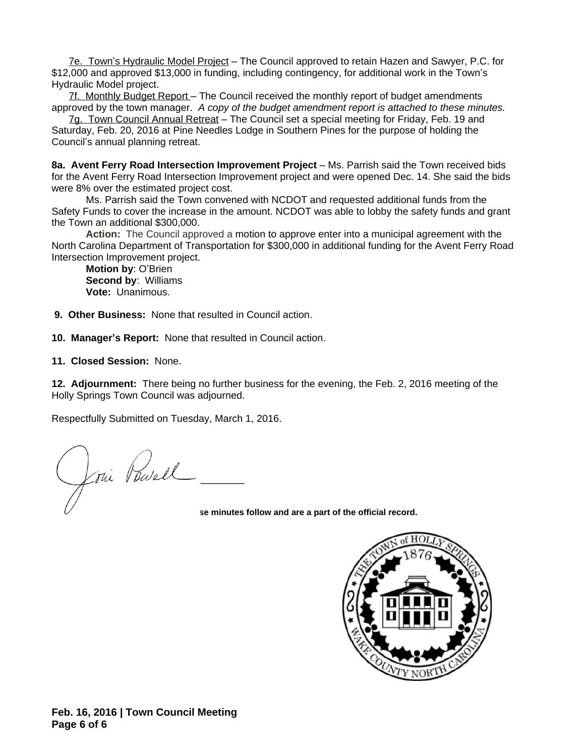7e. Town's Hydraulic Model Project – The Council approved to retain Hazen and Sawyer, P.C. for $12,000 and approved $13,000 in funding, including contingency, for additional work in the Town's Hydraulic Model project.

7f. Monthly Budget Report – The Council received the monthly report of budget amendments approved by the town manager. *A copy of the budget amendment report is attached to these minutes.*

7g. Town Council Annual Retreat – The Council set a special meeting for Friday, Feb. 19 and Saturday, Feb. 20, 2016 at Pine Needles Lodge in Southern Pines for the purpose of holding the Council's annual planning retreat.

**8a. Avent Ferry Road Intersection Improvement Project** – Ms. Parrish said the Town received bids for the Avent Ferry Road Intersection Improvement project and were opened Dec. 14. She said the bids were 8% over the estimated project cost.

Ms. Parrish said the Town convened with NCDOT and requested additional funds from the Safety Funds to cover the increase in the amount. NCDOT was able to lobby the safety funds and grant the Town an additional $300,000.

**Action:** The Council approved a motion to approve enter into a municipal agreement with the North Carolina Department of Transportation for $300,000 in additional funding for the Avent Ferry Road Intersection Improvement project.

**Motion by**: O'Brien
**Second by**: Williams
**Vote:** Unanimous.

**9. Other Business:** None that resulted in Council action.

**10. Manager's Report:** None that resulted in Council action.

**11. Closed Session:** None.

**12. Adjournment:** There being no further business for the evening, the Feb. 2, 2016 meeting of the Holly Springs Town Council was adjourned.

Respectfully Submitted on Tuesday, March 1, 2016.

Joni Powell ______

**se minutes follow and are a part of the official record.**